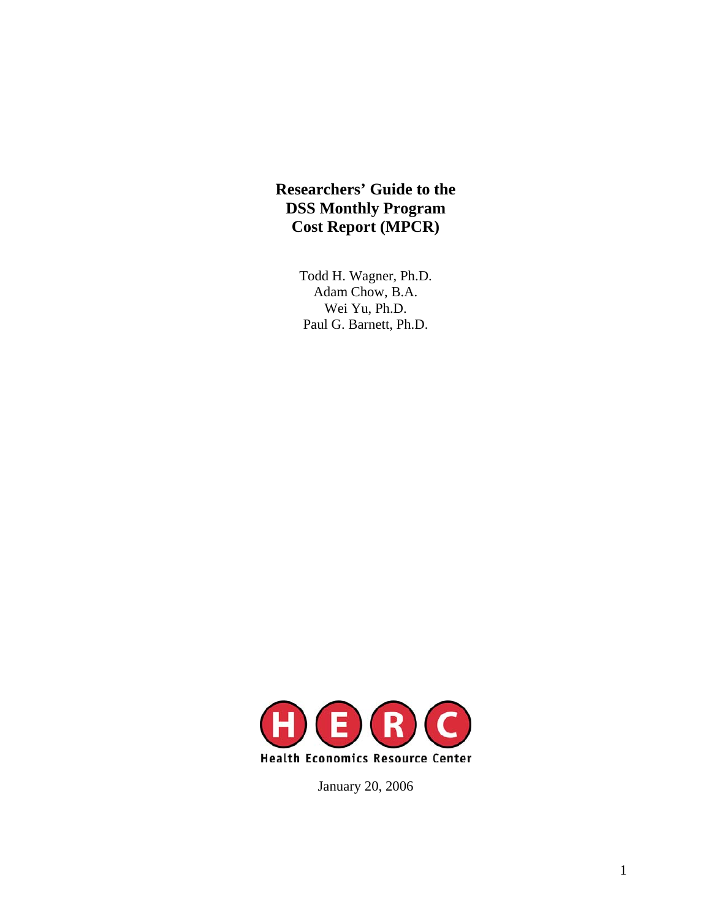# Researchers' Guide to the DSS Monthly Program Cost Report (MPCR)

Todd H. Wagner, Ph.D.
Adam Chow, B.A.
Wei Yu, Ph.D.
Paul G. Barnett, Ph.D.

H E R C
Health Economics Resource Center

January 20, 2006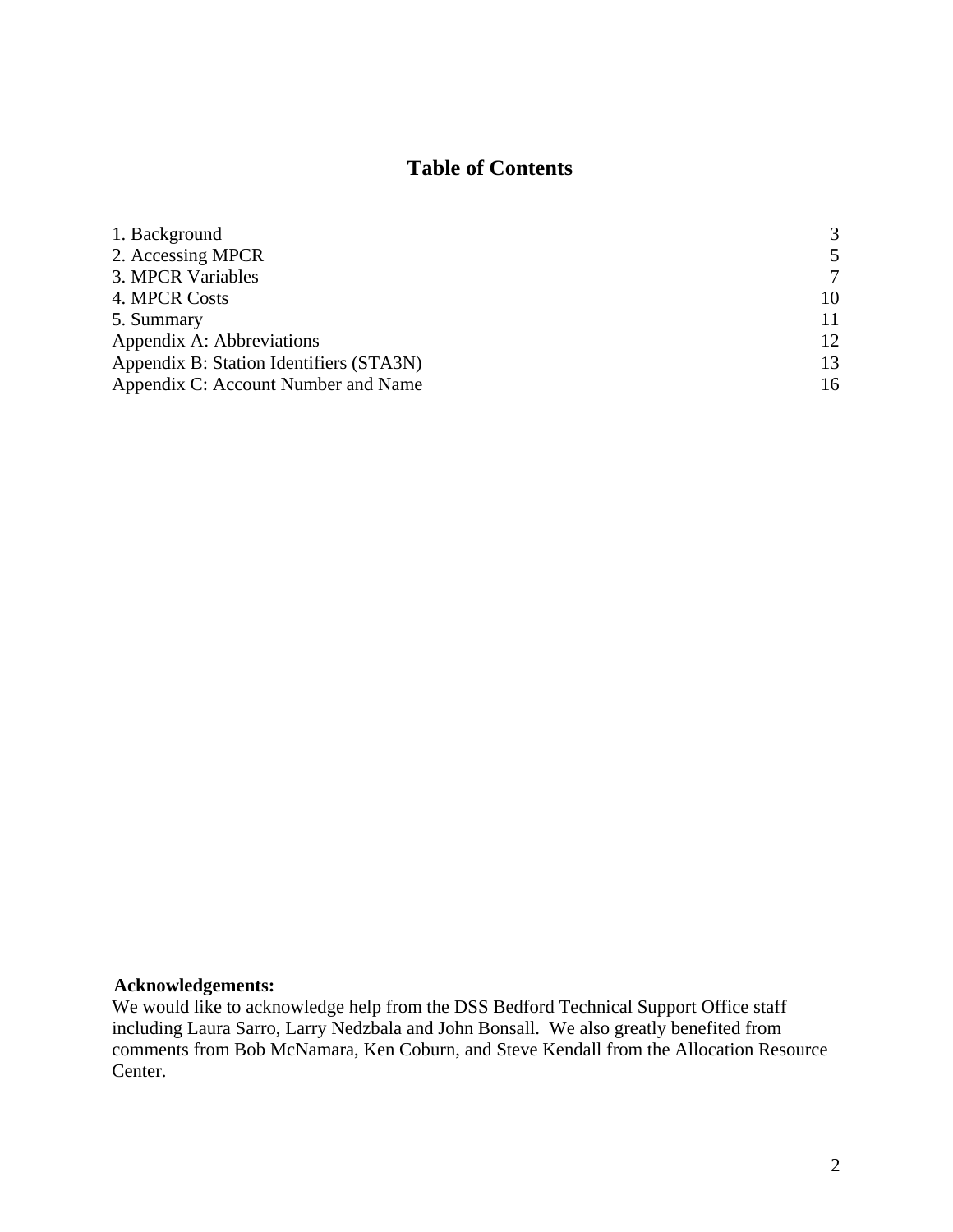# Table of Contents

| | |
|---|---|
| 1. Background | 3 |
| 2. Accessing MPCR | 5 |
| 3. MPCR Variables | 7 |
| 4. MPCR Costs | 10 |
| 5. Summary | 11 |
| Appendix A: Abbreviations | 12 |
| Appendix B: Station Identifiers (STA3N) | 13 |
| Appendix C: Account Number and Name | 16 |

**Acknowledgements:**
We would like to acknowledge help from the DSS Bedford Technical Support Office staff including Laura Sarro, Larry Nedzbala and John Bonsall. We also greatly benefited from comments from Bob McNamara, Ken Coburn, and Steve Kendall from the Allocation Resource Center.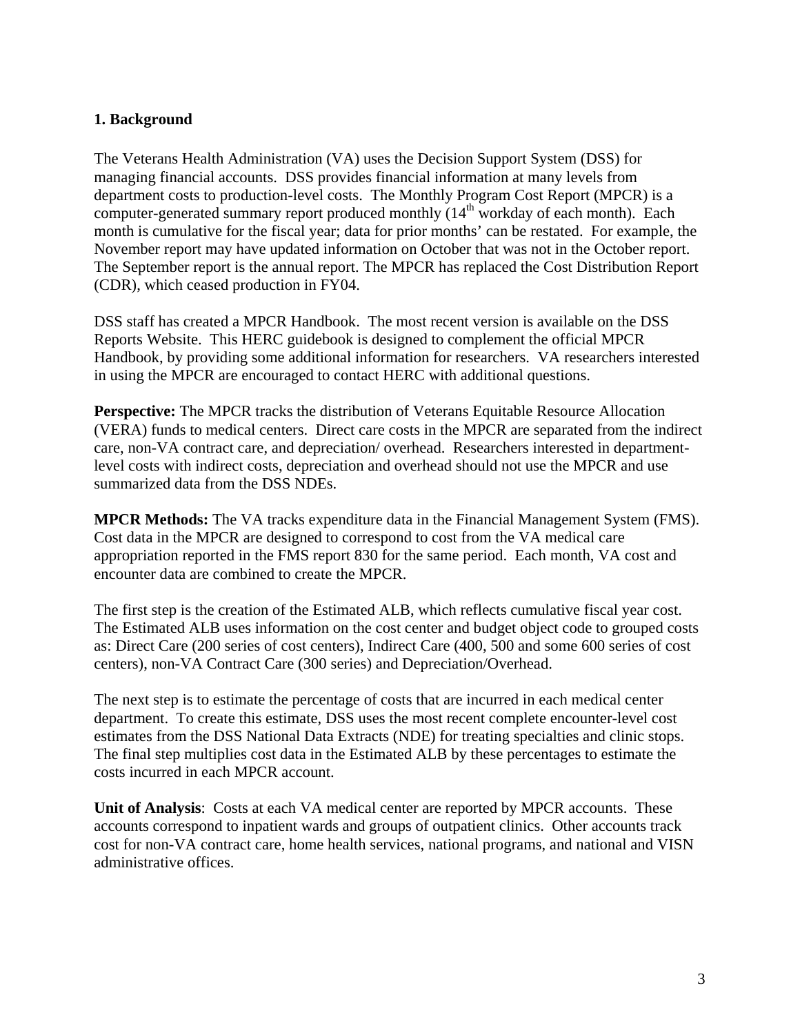## 1. Background

The Veterans Health Administration (VA) uses the Decision Support System (DSS) for managing financial accounts. DSS provides financial information at many levels from department costs to production-level costs. The Monthly Program Cost Report (MPCR) is a computer-generated summary report produced monthly (14th workday of each month). Each month is cumulative for the fiscal year; data for prior months' can be restated. For example, the November report may have updated information on October that was not in the October report. The September report is the annual report. The MPCR has replaced the Cost Distribution Report (CDR), which ceased production in FY04.

DSS staff has created a MPCR Handbook. The most recent version is available on the DSS Reports Website. This HERC guidebook is designed to complement the official MPCR Handbook, by providing some additional information for researchers. VA researchers interested in using the MPCR are encouraged to contact HERC with additional questions.

**Perspective:** The MPCR tracks the distribution of Veterans Equitable Resource Allocation (VERA) funds to medical centers. Direct care costs in the MPCR are separated from the indirect care, non-VA contract care, and depreciation/ overhead. Researchers interested in department-level costs with indirect costs, depreciation and overhead should not use the MPCR and use summarized data from the DSS NDEs.

**MPCR Methods:** The VA tracks expenditure data in the Financial Management System (FMS). Cost data in the MPCR are designed to correspond to cost from the VA medical care appropriation reported in the FMS report 830 for the same period. Each month, VA cost and encounter data are combined to create the MPCR.

The first step is the creation of the Estimated ALB, which reflects cumulative fiscal year cost. The Estimated ALB uses information on the cost center and budget object code to grouped costs as: Direct Care (200 series of cost centers), Indirect Care (400, 500 and some 600 series of cost centers), non-VA Contract Care (300 series) and Depreciation/Overhead.

The next step is to estimate the percentage of costs that are incurred in each medical center department. To create this estimate, DSS uses the most recent complete encounter-level cost estimates from the DSS National Data Extracts (NDE) for treating specialties and clinic stops. The final step multiplies cost data in the Estimated ALB by these percentages to estimate the costs incurred in each MPCR account.

**Unit of Analysis**: Costs at each VA medical center are reported by MPCR accounts. These accounts correspond to inpatient wards and groups of outpatient clinics. Other accounts track cost for non-VA contract care, home health services, national programs, and national and VISN administrative offices.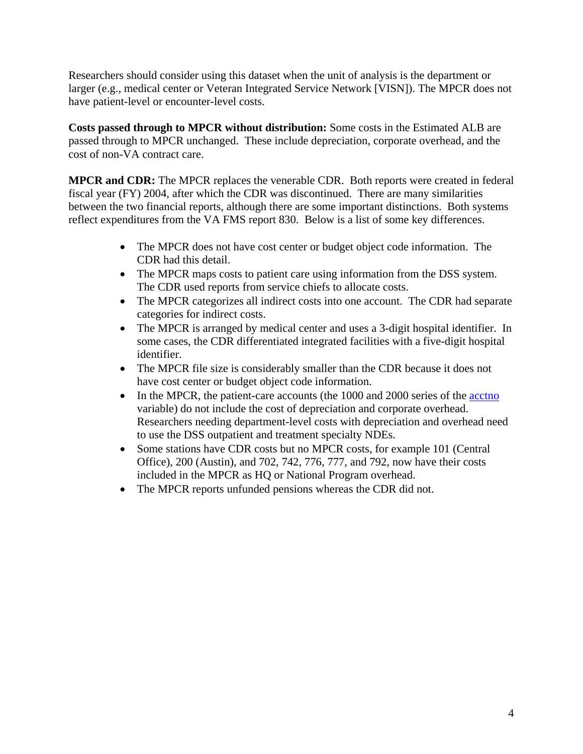Researchers should consider using this dataset when the unit of analysis is the department or larger (e.g., medical center or Veteran Integrated Service Network [VISN]). The MPCR does not have patient-level or encounter-level costs.

**Costs passed through to MPCR without distribution:** Some costs in the Estimated ALB are passed through to MPCR unchanged. These include depreciation, corporate overhead, and the cost of non-VA contract care.

**MPCR and CDR:** The MPCR replaces the venerable CDR. Both reports were created in federal fiscal year (FY) 2004, after which the CDR was discontinued. There are many similarities between the two financial reports, although there are some important distinctions. Both systems reflect expenditures from the VA FMS report 830. Below is a list of some key differences.

- The MPCR does not have cost center or budget object code information. The CDR had this detail.
- The MPCR maps costs to patient care using information from the DSS system. The CDR used reports from service chiefs to allocate costs.
- The MPCR categorizes all indirect costs into one account. The CDR had separate categories for indirect costs.
- The MPCR is arranged by medical center and uses a 3-digit hospital identifier. In some cases, the CDR differentiated integrated facilities with a five-digit hospital identifier.
- The MPCR file size is considerably smaller than the CDR because it does not have cost center or budget object code information.
- In the MPCR, the patient-care accounts (the 1000 and 2000 series of the acctno variable) do not include the cost of depreciation and corporate overhead. Researchers needing department-level costs with depreciation and overhead need to use the DSS outpatient and treatment specialty NDEs.
- Some stations have CDR costs but no MPCR costs, for example 101 (Central Office), 200 (Austin), and 702, 742, 776, 777, and 792, now have their costs included in the MPCR as HQ or National Program overhead.
- The MPCR reports unfunded pensions whereas the CDR did not.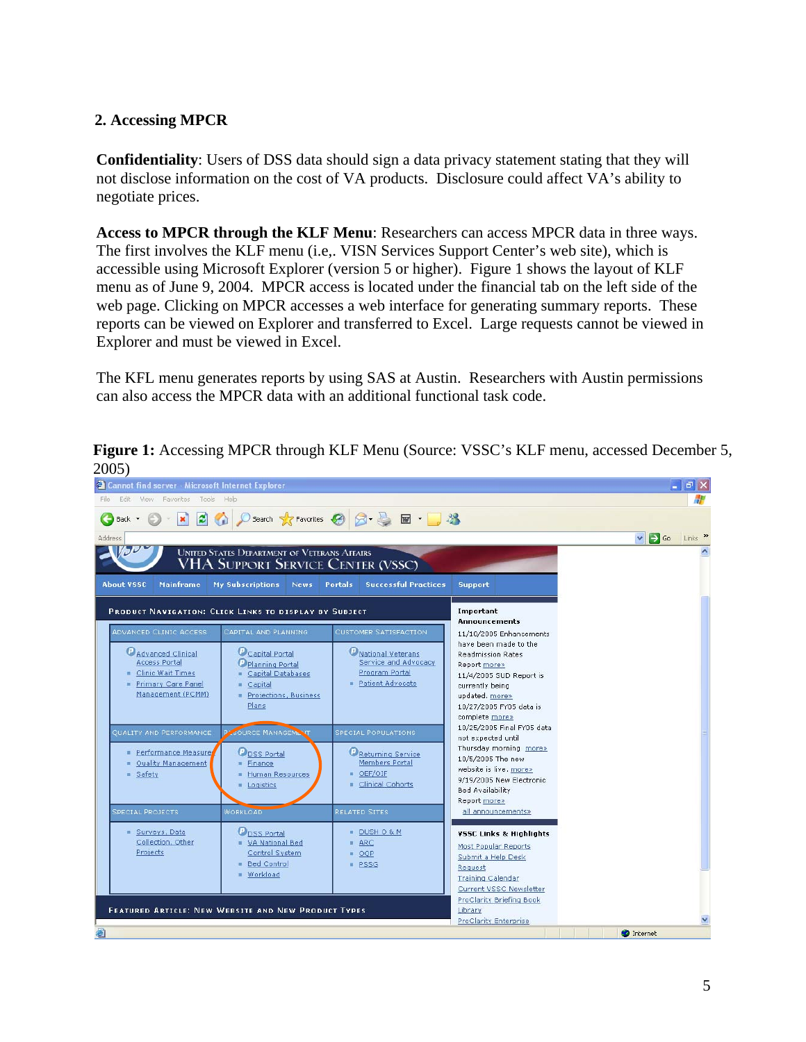## 2. Accessing MPCR

**Confidentiality**: Users of DSS data should sign a data privacy statement stating that they will not disclose information on the cost of VA products. Disclosure could affect VA's ability to negotiate prices.

**Access to MPCR through the KLF Menu**: Researchers can access MPCR data in three ways. The first involves the KLF menu (i.e,. VISN Services Support Center's web site), which is accessible using Microsoft Explorer (version 5 or higher). Figure 1 shows the layout of KLF menu as of June 9, 2004. MPCR access is located under the financial tab on the left side of the web page. Clicking on MPCR accesses a web interface for generating summary reports. These reports can be viewed on Explorer and transferred to Excel. Large requests cannot be viewed in Explorer and must be viewed in Excel.

The KFL menu generates reports by using SAS at Austin. Researchers with Austin permissions can also access the MPCR data with an additional functional task code.

**Figure 1:** Accessing MPCR through KLF Menu (Source: VSSC's KLF menu, accessed December 5, 2005)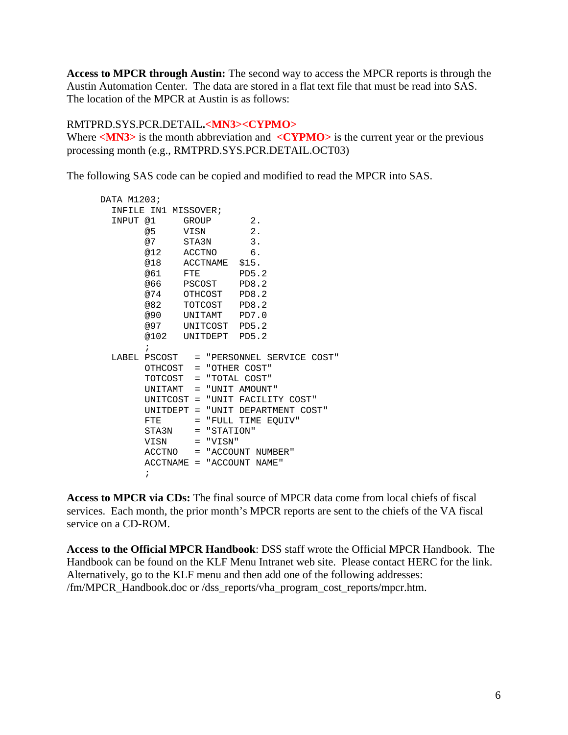**Access to MPCR through Austin:** The second way to access the MPCR reports is through the Austin Automation Center. The data are stored in a flat text file that must be read into SAS. The location of the MPCR at Austin is as follows:

RMTPRD.SYS.PCR.DETAIL.**<MN3><CYPMO>**
Where **<MN3>** is the month abbreviation and **<CYPMO>** is the current year or the previous processing month (e.g., RMTPRD.SYS.PCR.DETAIL.OCT03)

The following SAS code can be copied and modified to read the MPCR into SAS.

```
DATA M1203;
  INFILE IN1 MISSOVER;
  INPUT @1     GROUP       2.
        @5     VISN        2.
        @7     STA3N       3.
        @12    ACCTNO      6.
        @18    ACCTNAME  $15.
        @61    FTE       PD5.2
        @66    PSCOST    PD8.2
        @74    OTHCOST   PD8.2
        @82    TOTCOST   PD8.2
        @90    UNITAMT   PD7.0
        @97    UNITCOST  PD5.2
        @102   UNITDEPT  PD5.2
        ;
  LABEL PSCOST   = "PERSONNEL SERVICE COST"
        OTHCOST  = "OTHER COST"
        TOTCOST  = "TOTAL COST"
        UNITAMT  = "UNIT AMOUNT"
        UNITCOST = "UNIT FACILITY COST"
        UNITDEPT = "UNIT DEPARTMENT COST"
        FTE      = "FULL TIME EQUIV"
        STA3N    = "STATION"
        VISN     = "VISN"
        ACCTNO   = "ACCOUNT NUMBER"
        ACCTNAME = "ACCOUNT NAME"
        ;
```

**Access to MPCR via CDs:** The final source of MPCR data come from local chiefs of fiscal services. Each month, the prior month's MPCR reports are sent to the chiefs of the VA fiscal service on a CD-ROM.

**Access to the Official MPCR Handbook**: DSS staff wrote the Official MPCR Handbook. The Handbook can be found on the KLF Menu Intranet web site. Please contact HERC for the link. Alternatively, go to the KLF menu and then add one of the following addresses: /fm/MPCR_Handbook.doc or /dss_reports/vha_program_cost_reports/mpcr.htm.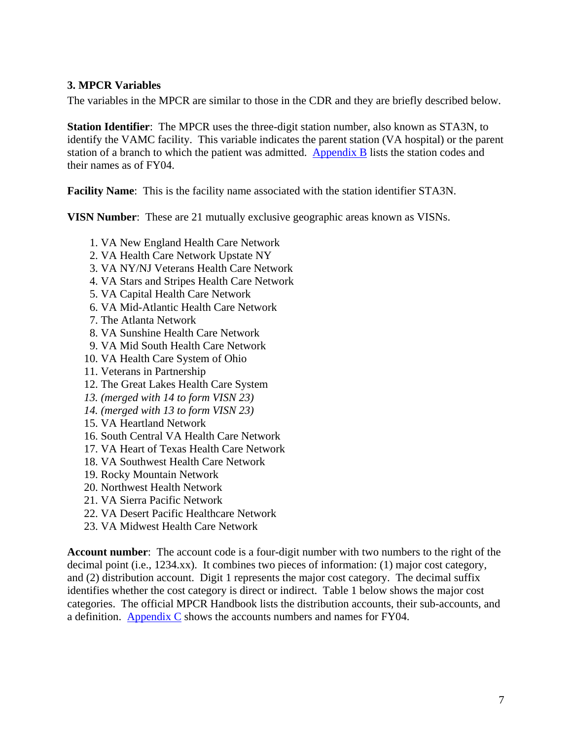### 3. MPCR Variables

The variables in the MPCR are similar to those in the CDR and they are briefly described below.

**Station Identifier**: The MPCR uses the three-digit station number, also known as STA3N, to identify the VAMC facility. This variable indicates the parent station (VA hospital) or the parent station of a branch to which the patient was admitted. Appendix B lists the station codes and their names as of FY04.

**Facility Name**: This is the facility name associated with the station identifier STA3N.

**VISN Number**: These are 21 mutually exclusive geographic areas known as VISNs.

1. VA New England Health Care Network
2. VA Health Care Network Upstate NY
3. VA NY/NJ Veterans Health Care Network
4. VA Stars and Stripes Health Care Network
5. VA Capital Health Care Network
6. VA Mid-Atlantic Health Care Network
7. The Atlanta Network
8. VA Sunshine Health Care Network
9. VA Mid South Health Care Network
10. VA Health Care System of Ohio
11. Veterans in Partnership
12. The Great Lakes Health Care System
13. *(merged with 14 to form VISN 23)*
14. *(merged with 13 to form VISN 23)*
15. VA Heartland Network
16. South Central VA Health Care Network
17. VA Heart of Texas Health Care Network
18. VA Southwest Health Care Network
19. Rocky Mountain Network
20. Northwest Health Network
21. VA Sierra Pacific Network
22. VA Desert Pacific Healthcare Network
23. VA Midwest Health Care Network

**Account number**: The account code is a four-digit number with two numbers to the right of the decimal point (i.e., 1234.xx). It combines two pieces of information: (1) major cost category, and (2) distribution account. Digit 1 represents the major cost category. The decimal suffix identifies whether the cost category is direct or indirect. Table 1 below shows the major cost categories. The official MPCR Handbook lists the distribution accounts, their sub-accounts, and a definition. Appendix C shows the accounts numbers and names for FY04.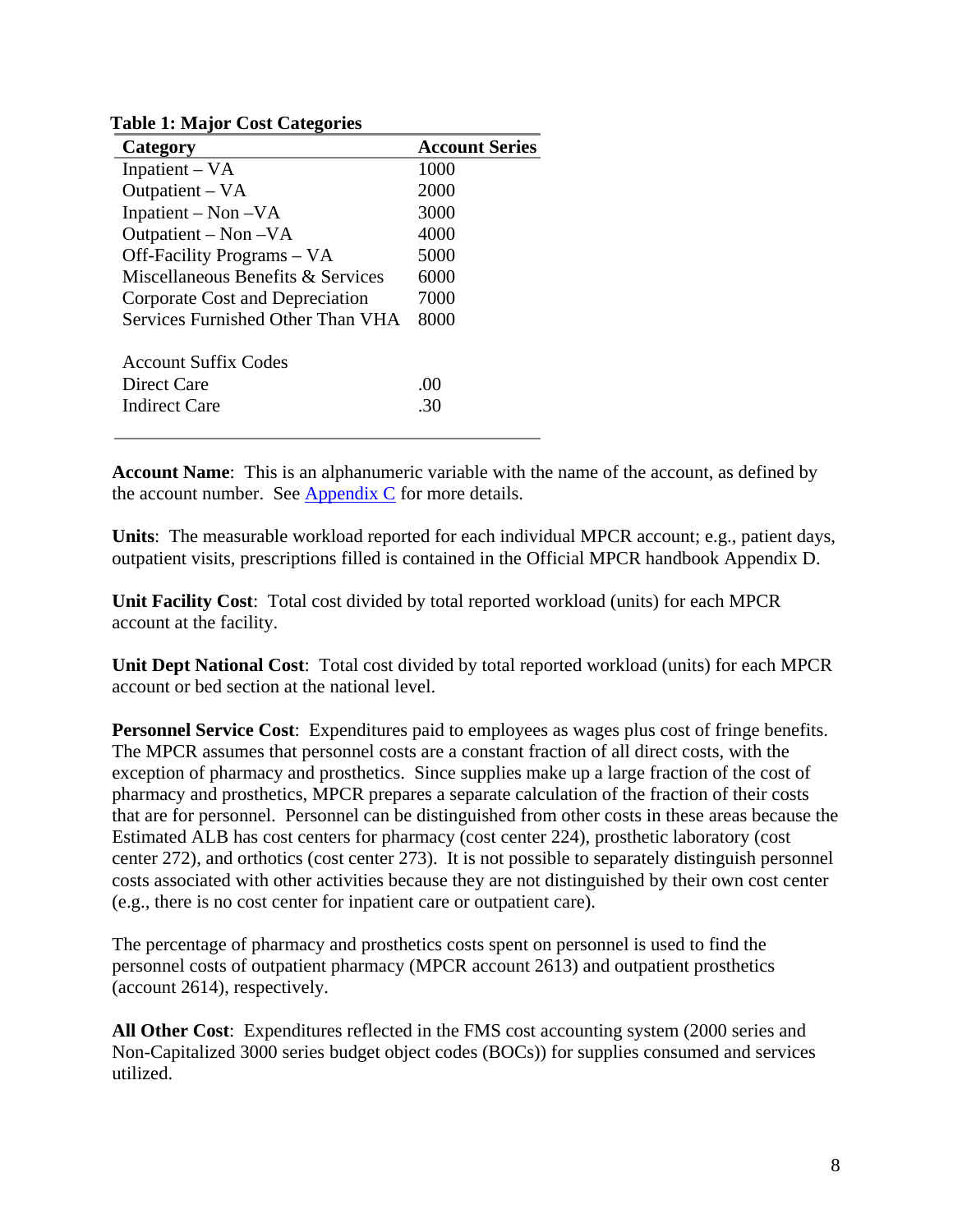**Table 1: Major Cost Categories**

| Category | Account Series |
|---|---|
| Inpatient – VA | 1000 |
| Outpatient – VA | 2000 |
| Inpatient – Non –VA | 3000 |
| Outpatient – Non –VA | 4000 |
| Off-Facility Programs – VA | 5000 |
| Miscellaneous Benefits & Services | 6000 |
| Corporate Cost and Depreciation | 7000 |
| Services Furnished Other Than VHA | 8000 |
| | |
| Account Suffix Codes | |
| Direct Care | .00 |
| Indirect Care | .30 |

**Account Name**: This is an alphanumeric variable with the name of the account, as defined by the account number. See Appendix C for more details.

**Units**: The measurable workload reported for each individual MPCR account; e.g., patient days, outpatient visits, prescriptions filled is contained in the Official MPCR handbook Appendix D.

**Unit Facility Cost**: Total cost divided by total reported workload (units) for each MPCR account at the facility.

**Unit Dept National Cost**: Total cost divided by total reported workload (units) for each MPCR account or bed section at the national level.

**Personnel Service Cost**: Expenditures paid to employees as wages plus cost of fringe benefits. The MPCR assumes that personnel costs are a constant fraction of all direct costs, with the exception of pharmacy and prosthetics. Since supplies make up a large fraction of the cost of pharmacy and prosthetics, MPCR prepares a separate calculation of the fraction of their costs that are for personnel. Personnel can be distinguished from other costs in these areas because the Estimated ALB has cost centers for pharmacy (cost center 224), prosthetic laboratory (cost center 272), and orthotics (cost center 273). It is not possible to separately distinguish personnel costs associated with other activities because they are not distinguished by their own cost center (e.g., there is no cost center for inpatient care or outpatient care).

The percentage of pharmacy and prosthetics costs spent on personnel is used to find the personnel costs of outpatient pharmacy (MPCR account 2613) and outpatient prosthetics (account 2614), respectively.

**All Other Cost**: Expenditures reflected in the FMS cost accounting system (2000 series and Non-Capitalized 3000 series budget object codes (BOCs)) for supplies consumed and services utilized.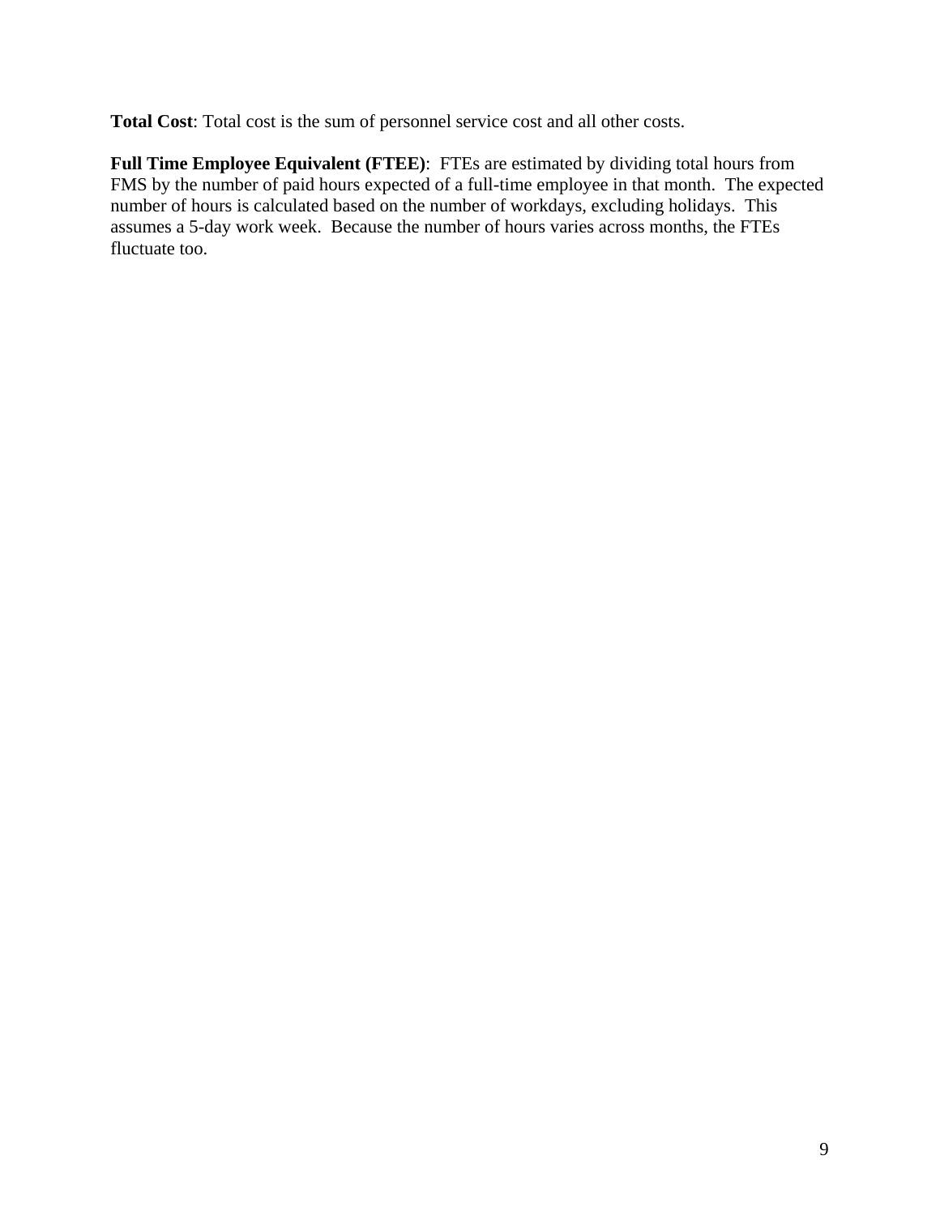**Total Cost**: Total cost is the sum of personnel service cost and all other costs.

**Full Time Employee Equivalent (FTEE)**: FTEs are estimated by dividing total hours from FMS by the number of paid hours expected of a full-time employee in that month. The expected number of hours is calculated based on the number of workdays, excluding holidays. This assumes a 5-day work week. Because the number of hours varies across months, the FTEs fluctuate too.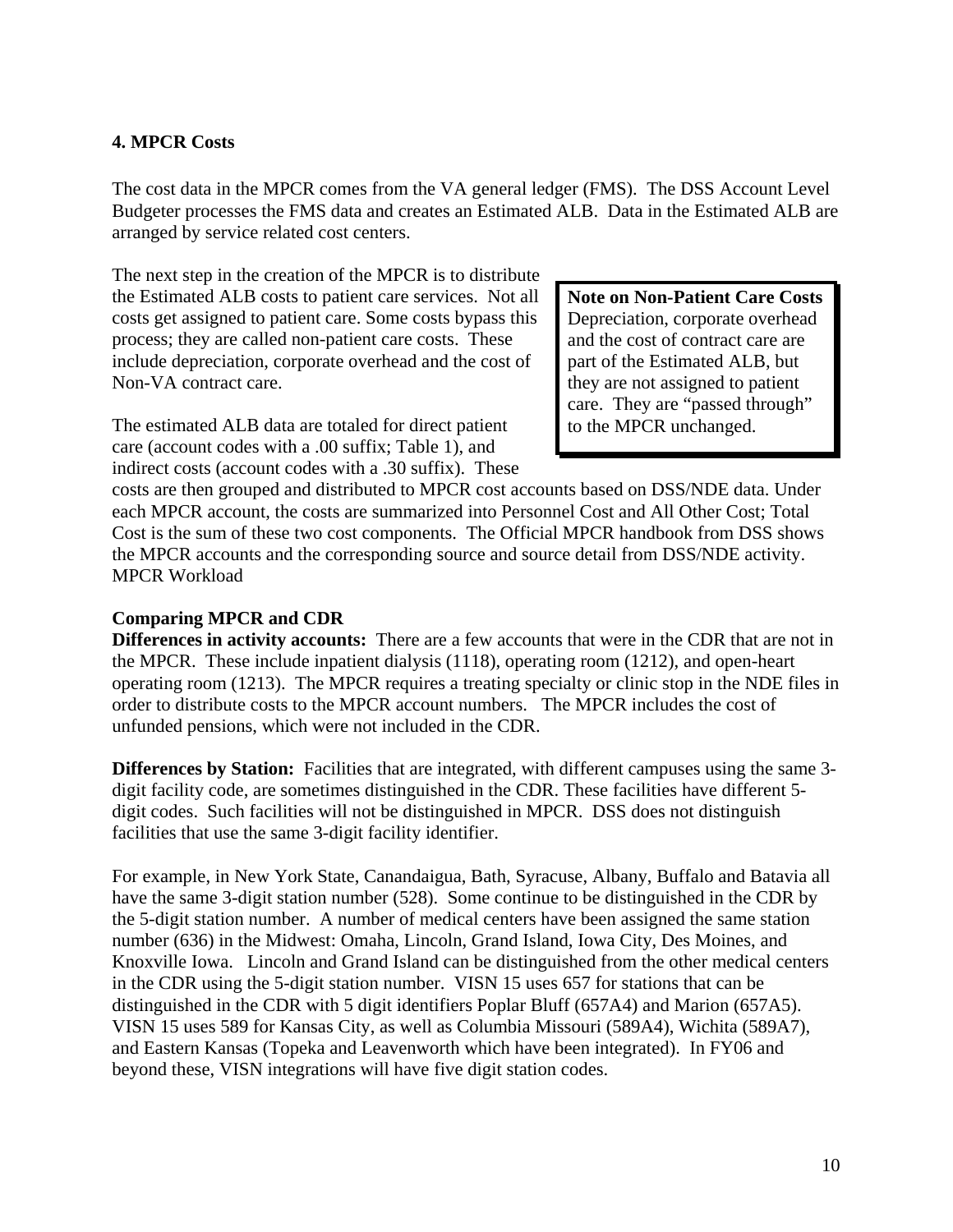## 4. MPCR Costs

The cost data in the MPCR comes from the VA general ledger (FMS). The DSS Account Level Budgeter processes the FMS data and creates an Estimated ALB. Data in the Estimated ALB are arranged by service related cost centers.

The next step in the creation of the MPCR is to distribute the Estimated ALB costs to patient care services. Not all costs get assigned to patient care. Some costs bypass this process; they are called non-patient care costs. These include depreciation, corporate overhead and the cost of Non-VA contract care.

> **Note on Non-Patient Care Costs**
> Depreciation, corporate overhead and the cost of contract care are part of the Estimated ALB, but they are not assigned to patient care. They are "passed through" to the MPCR unchanged.

The estimated ALB data are totaled for direct patient care (account codes with a .00 suffix; Table 1), and indirect costs (account codes with a .30 suffix). These costs are then grouped and distributed to MPCR cost accounts based on DSS/NDE data. Under each MPCR account, the costs are summarized into Personnel Cost and All Other Cost; Total Cost is the sum of these two cost components. The Official MPCR handbook from DSS shows the MPCR accounts and the corresponding source and source detail from DSS/NDE activity.
MPCR Workload

### Comparing MPCR and CDR

**Differences in activity accounts:** There are a few accounts that were in the CDR that are not in the MPCR. These include inpatient dialysis (1118), operating room (1212), and open-heart operating room (1213). The MPCR requires a treating specialty or clinic stop in the NDE files in order to distribute costs to the MPCR account numbers. The MPCR includes the cost of unfunded pensions, which were not included in the CDR.

**Differences by Station:** Facilities that are integrated, with different campuses using the same 3-digit facility code, are sometimes distinguished in the CDR. These facilities have different 5-digit codes. Such facilities will not be distinguished in MPCR. DSS does not distinguish facilities that use the same 3-digit facility identifier.

For example, in New York State, Canandaigua, Bath, Syracuse, Albany, Buffalo and Batavia all have the same 3-digit station number (528). Some continue to be distinguished in the CDR by the 5-digit station number. A number of medical centers have been assigned the same station number (636) in the Midwest: Omaha, Lincoln, Grand Island, Iowa City, Des Moines, and Knoxville Iowa. Lincoln and Grand Island can be distinguished from the other medical centers in the CDR using the 5-digit station number. VISN 15 uses 657 for stations that can be distinguished in the CDR with 5 digit identifiers Poplar Bluff (657A4) and Marion (657A5). VISN 15 uses 589 for Kansas City, as well as Columbia Missouri (589A4), Wichita (589A7), and Eastern Kansas (Topeka and Leavenworth which have been integrated). In FY06 and beyond these, VISN integrations will have five digit station codes.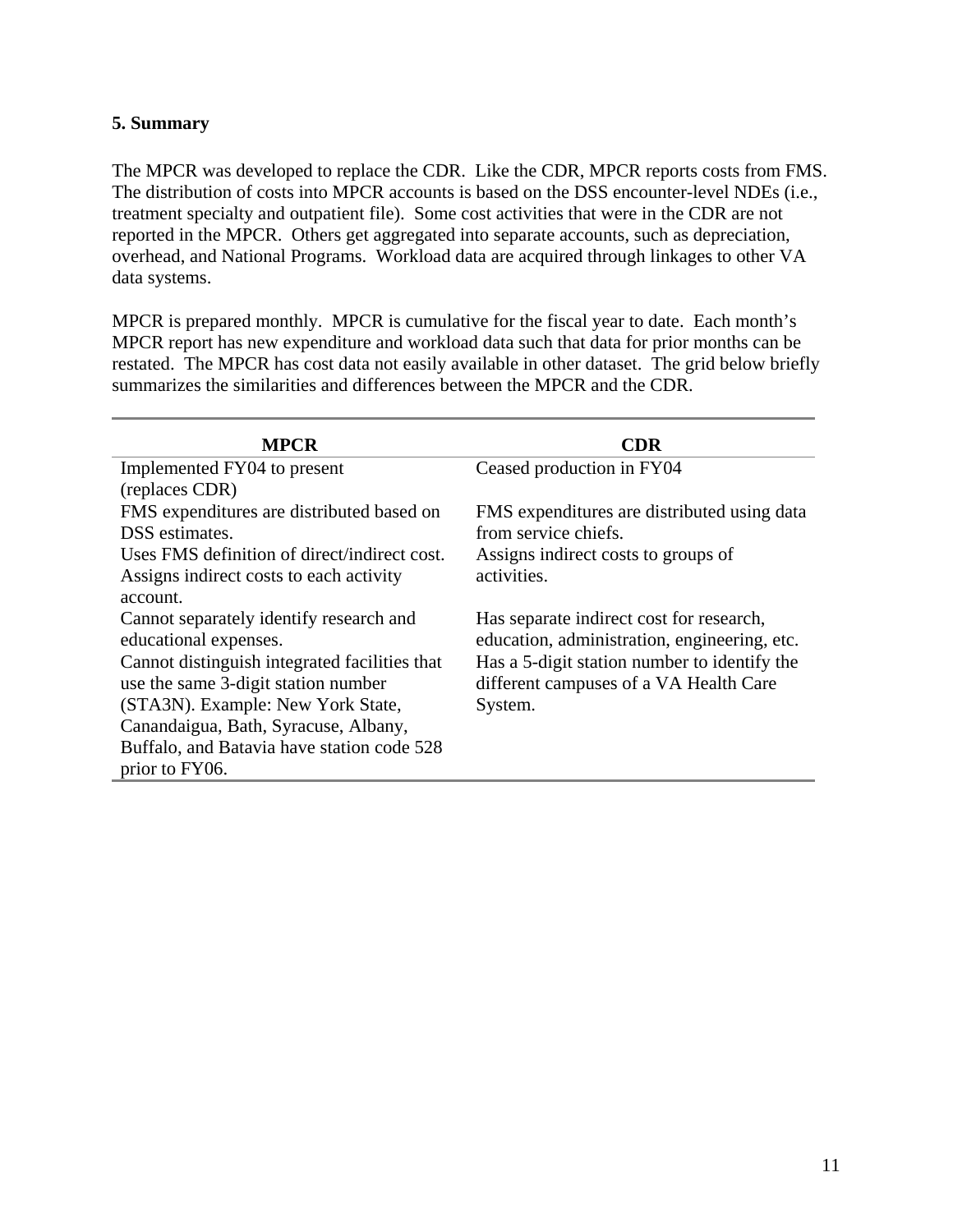## 5. Summary

The MPCR was developed to replace the CDR. Like the CDR, MPCR reports costs from FMS. The distribution of costs into MPCR accounts is based on the DSS encounter-level NDEs (i.e., treatment specialty and outpatient file). Some cost activities that were in the CDR are not reported in the MPCR. Others get aggregated into separate accounts, such as depreciation, overhead, and National Programs. Workload data are acquired through linkages to other VA data systems.

MPCR is prepared monthly. MPCR is cumulative for the fiscal year to date. Each month's MPCR report has new expenditure and workload data such that data for prior months can be restated. The MPCR has cost data not easily available in other dataset. The grid below briefly summarizes the similarities and differences between the MPCR and the CDR.

| MPCR | CDR |
|---|---|
| Implemented FY04 to present (replaces CDR) | Ceased production in FY04 |
| FMS expenditures are distributed based on DSS estimates. | FMS expenditures are distributed using data from service chiefs. |
| Uses FMS definition of direct/indirect cost. Assigns indirect costs to each activity account. | Assigns indirect costs to groups of activities. |
| Cannot separately identify research and educational expenses. | Has separate indirect cost for research, education, administration, engineering, etc. |
| Cannot distinguish integrated facilities that use the same 3-digit station number (STA3N). Example: New York State, Canandaigua, Bath, Syracuse, Albany, Buffalo, and Batavia have station code 528 prior to FY06. | Has a 5-digit station number to identify the different campuses of a VA Health Care System. |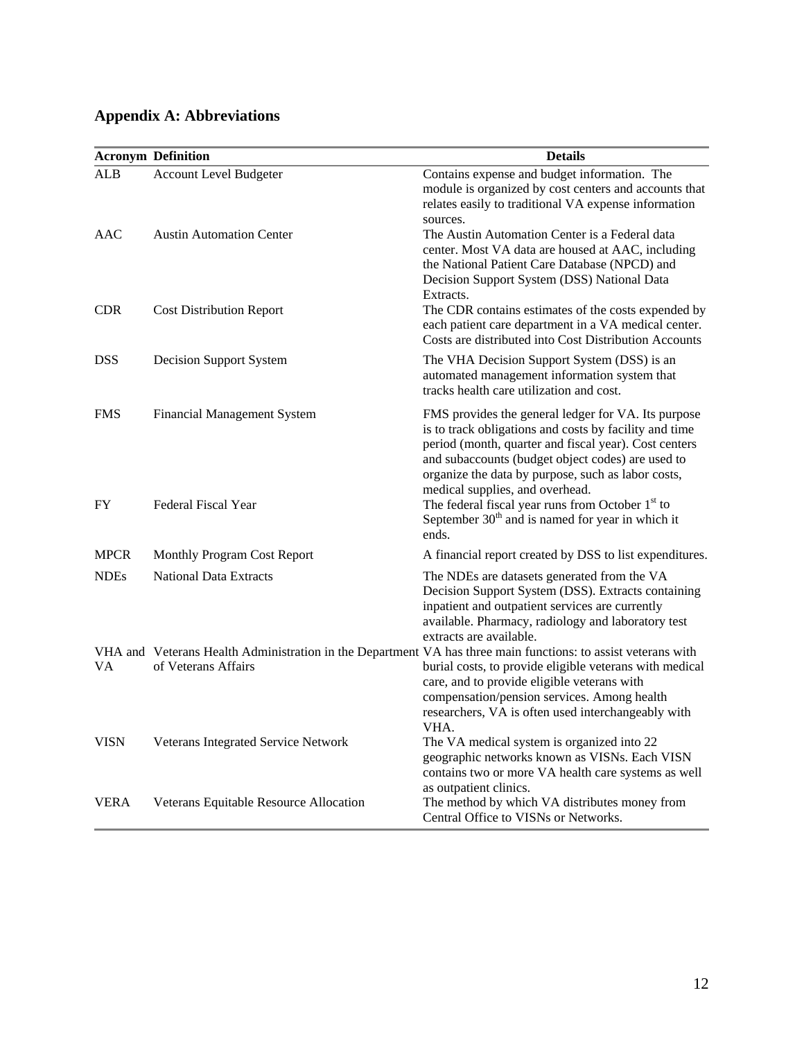## Appendix A: Abbreviations

| Acronym | Definition | Details |
|---|---|---|
| ALB | Account Level Budgeter | Contains expense and budget information. The module is organized by cost centers and accounts that relates easily to traditional VA expense information sources. |
| AAC | Austin Automation Center | The Austin Automation Center is a Federal data center. Most VA data are housed at AAC, including the National Patient Care Database (NPCD) and Decision Support System (DSS) National Data Extracts. |
| CDR | Cost Distribution Report | The CDR contains estimates of the costs expended by each patient care department in a VA medical center. Costs are distributed into Cost Distribution Accounts |
| DSS | Decision Support System | The VHA Decision Support System (DSS) is an automated management information system that tracks health care utilization and cost. |
| FMS | Financial Management System | FMS provides the general ledger for VA. Its purpose is to track obligations and costs by facility and time period (month, quarter and fiscal year). Cost centers and subaccounts (budget object codes) are used to organize the data by purpose, such as labor costs, medical supplies, and overhead. |
| FY | Federal Fiscal Year | The federal fiscal year runs from October 1st to September 30th and is named for year in which it ends. |
| MPCR | Monthly Program Cost Report | A financial report created by DSS to list expenditures. |
| NDEs | National Data Extracts | The NDEs are datasets generated from the VA Decision Support System (DSS). Extracts containing inpatient and outpatient services are currently available. Pharmacy, radiology and laboratory test extracts are available. |
| VHA and VA | Veterans Health Administration in the Department of Veterans Affairs | VA has three main functions: to assist veterans with burial costs, to provide eligible veterans with medical care, and to provide eligible veterans with compensation/pension services. Among health researchers, VA is often used interchangeably with VHA. |
| VISN | Veterans Integrated Service Network | The VA medical system is organized into 22 geographic networks known as VISNs. Each VISN contains two or more VA health care systems as well as outpatient clinics. |
| VERA | Veterans Equitable Resource Allocation | The method by which VA distributes money from Central Office to VISNs or Networks. |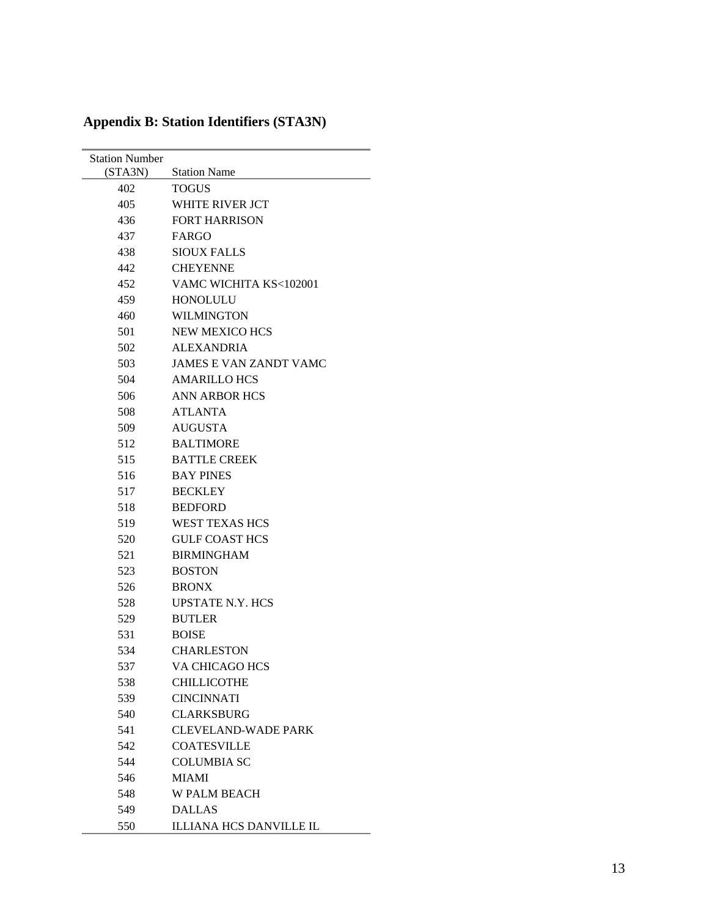## Appendix B: Station Identifiers (STA3N)

| Station Number (STA3N) | Station Name |
| --- | --- |
| 402 | TOGUS |
| 405 | WHITE RIVER JCT |
| 436 | FORT HARRISON |
| 437 | FARGO |
| 438 | SIOUX FALLS |
| 442 | CHEYENNE |
| 452 | VAMC WICHITA KS<102001 |
| 459 | HONOLULU |
| 460 | WILMINGTON |
| 501 | NEW MEXICO HCS |
| 502 | ALEXANDRIA |
| 503 | JAMES E VAN ZANDT VAMC |
| 504 | AMARILLO HCS |
| 506 | ANN ARBOR HCS |
| 508 | ATLANTA |
| 509 | AUGUSTA |
| 512 | BALTIMORE |
| 515 | BATTLE CREEK |
| 516 | BAY PINES |
| 517 | BECKLEY |
| 518 | BEDFORD |
| 519 | WEST TEXAS HCS |
| 520 | GULF COAST HCS |
| 521 | BIRMINGHAM |
| 523 | BOSTON |
| 526 | BRONX |
| 528 | UPSTATE N.Y. HCS |
| 529 | BUTLER |
| 531 | BOISE |
| 534 | CHARLESTON |
| 537 | VA CHICAGO HCS |
| 538 | CHILLICOTHE |
| 539 | CINCINNATI |
| 540 | CLARKSBURG |
| 541 | CLEVELAND-WADE PARK |
| 542 | COATESVILLE |
| 544 | COLUMBIA SC |
| 546 | MIAMI |
| 548 | W PALM BEACH |
| 549 | DALLAS |
| 550 | ILLIANA HCS DANVILLE IL |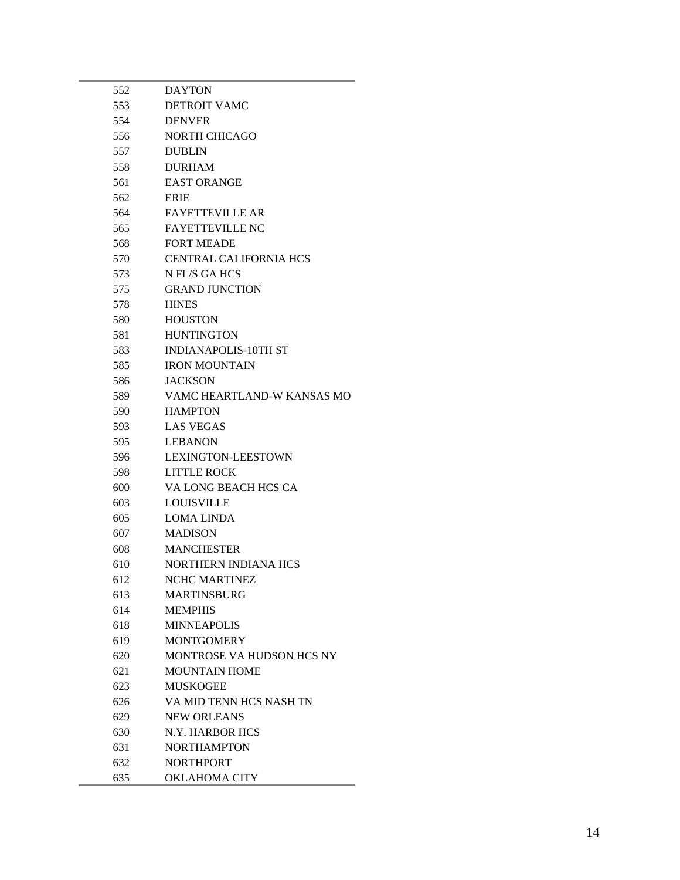| | |
|---|---|
| 552 | DAYTON |
| 553 | DETROIT VAMC |
| 554 | DENVER |
| 556 | NORTH CHICAGO |
| 557 | DUBLIN |
| 558 | DURHAM |
| 561 | EAST ORANGE |
| 562 | ERIE |
| 564 | FAYETTEVILLE AR |
| 565 | FAYETTEVILLE NC |
| 568 | FORT MEADE |
| 570 | CENTRAL CALIFORNIA HCS |
| 573 | N FL/S GA HCS |
| 575 | GRAND JUNCTION |
| 578 | HINES |
| 580 | HOUSTON |
| 581 | HUNTINGTON |
| 583 | INDIANAPOLIS-10TH ST |
| 585 | IRON MOUNTAIN |
| 586 | JACKSON |
| 589 | VAMC HEARTLAND-W KANSAS MO |
| 590 | HAMPTON |
| 593 | LAS VEGAS |
| 595 | LEBANON |
| 596 | LEXINGTON-LEESTOWN |
| 598 | LITTLE ROCK |
| 600 | VA LONG BEACH HCS CA |
| 603 | LOUISVILLE |
| 605 | LOMA LINDA |
| 607 | MADISON |
| 608 | MANCHESTER |
| 610 | NORTHERN INDIANA HCS |
| 612 | NCHC MARTINEZ |
| 613 | MARTINSBURG |
| 614 | MEMPHIS |
| 618 | MINNEAPOLIS |
| 619 | MONTGOMERY |
| 620 | MONTROSE VA HUDSON HCS NY |
| 621 | MOUNTAIN HOME |
| 623 | MUSKOGEE |
| 626 | VA MID TENN HCS NASH TN |
| 629 | NEW ORLEANS |
| 630 | N.Y. HARBOR HCS |
| 631 | NORTHAMPTON |
| 632 | NORTHPORT |
| 635 | OKLAHOMA CITY |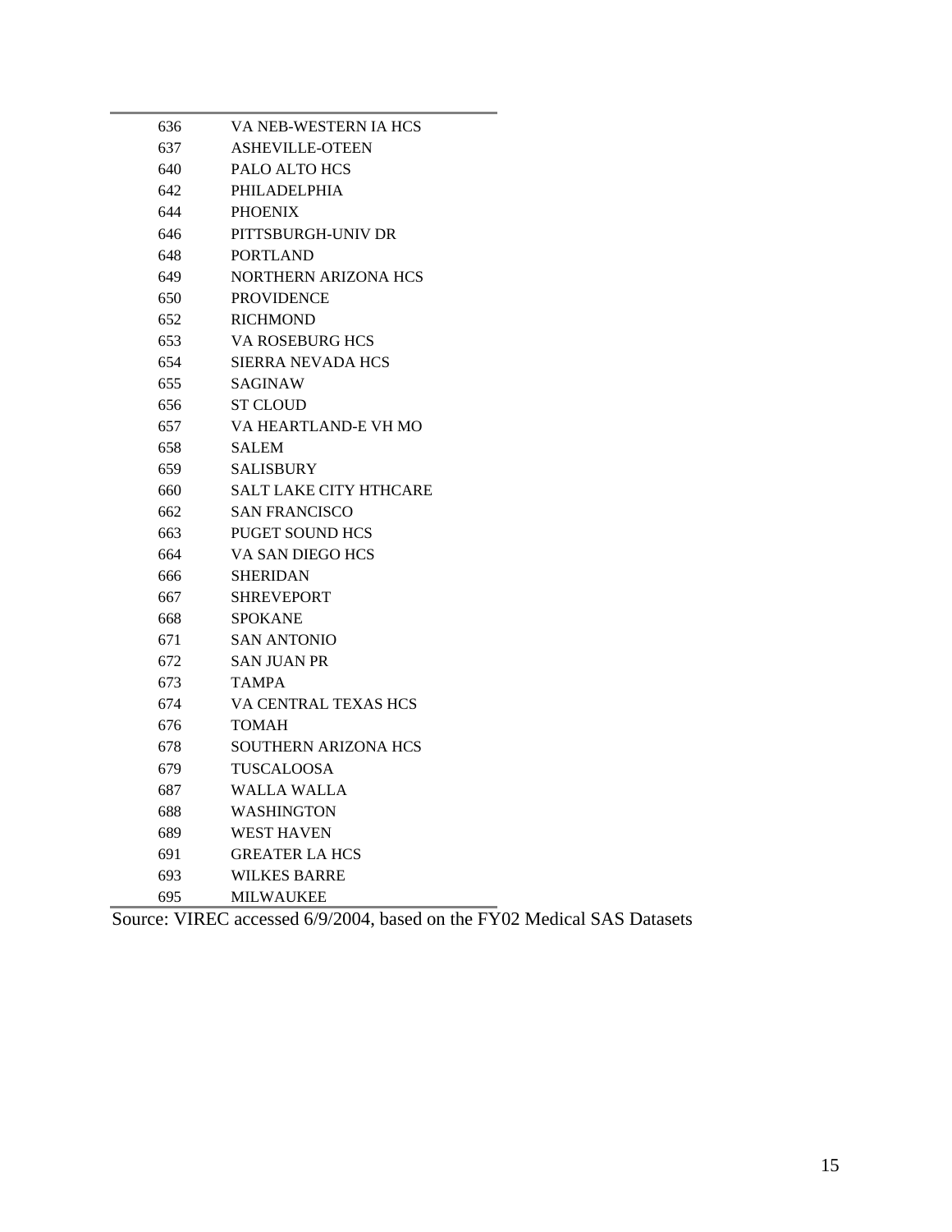| | |
|---|---|
| 636 | VA NEB-WESTERN IA HCS |
| 637 | ASHEVILLE-OTEEN |
| 640 | PALO ALTO HCS |
| 642 | PHILADELPHIA |
| 644 | PHOENIX |
| 646 | PITTSBURGH-UNIV DR |
| 648 | PORTLAND |
| 649 | NORTHERN ARIZONA HCS |
| 650 | PROVIDENCE |
| 652 | RICHMOND |
| 653 | VA ROSEBURG HCS |
| 654 | SIERRA NEVADA HCS |
| 655 | SAGINAW |
| 656 | ST CLOUD |
| 657 | VA HEARTLAND-E VH MO |
| 658 | SALEM |
| 659 | SALISBURY |
| 660 | SALT LAKE CITY HTHCARE |
| 662 | SAN FRANCISCO |
| 663 | PUGET SOUND HCS |
| 664 | VA SAN DIEGO HCS |
| 666 | SHERIDAN |
| 667 | SHREVEPORT |
| 668 | SPOKANE |
| 671 | SAN ANTONIO |
| 672 | SAN JUAN PR |
| 673 | TAMPA |
| 674 | VA CENTRAL TEXAS HCS |
| 676 | TOMAH |
| 678 | SOUTHERN ARIZONA HCS |
| 679 | TUSCALOOSA |
| 687 | WALLA WALLA |
| 688 | WASHINGTON |
| 689 | WEST HAVEN |
| 691 | GREATER LA HCS |
| 693 | WILKES BARRE |
| 695 | MILWAUKEE |

Source: VIREC accessed 6/9/2004, based on the FY02 Medical SAS Datasets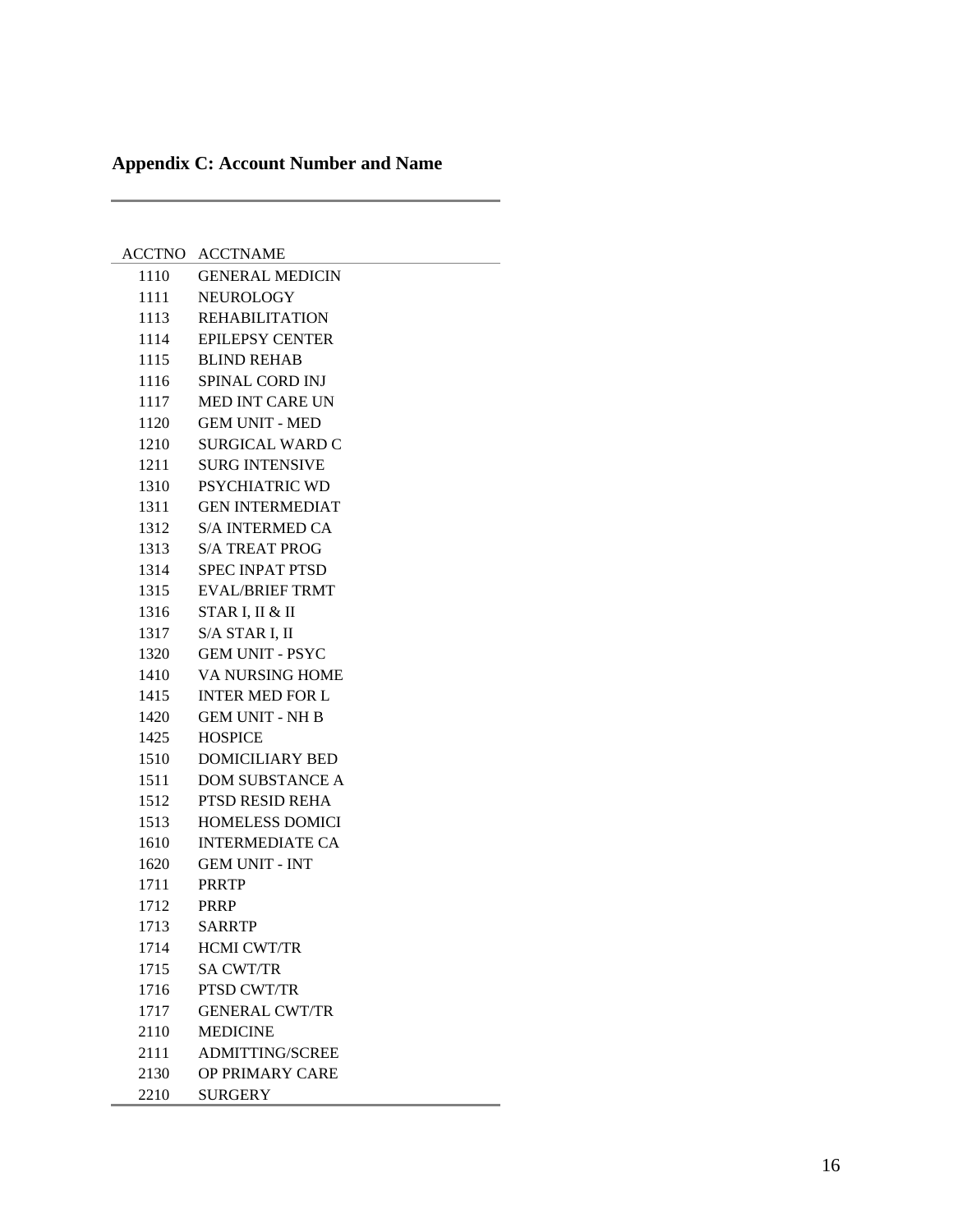## Appendix C: Account Number and Name

| ACCTNO | ACCTNAME |
|---|---|
| 1110 | GENERAL MEDICIN |
| 1111 | NEUROLOGY |
| 1113 | REHABILITATION |
| 1114 | EPILEPSY CENTER |
| 1115 | BLIND REHAB |
| 1116 | SPINAL CORD INJ |
| 1117 | MED INT CARE UN |
| 1120 | GEM UNIT - MED |
| 1210 | SURGICAL WARD C |
| 1211 | SURG INTENSIVE |
| 1310 | PSYCHIATRIC WD |
| 1311 | GEN INTERMEDIAT |
| 1312 | S/A INTERMED CA |
| 1313 | S/A TREAT PROG |
| 1314 | SPEC INPAT PTSD |
| 1315 | EVAL/BRIEF TRMT |
| 1316 | STAR I, II & II |
| 1317 | S/A STAR I, II |
| 1320 | GEM UNIT - PSYC |
| 1410 | VA NURSING HOME |
| 1415 | INTER MED FOR L |
| 1420 | GEM UNIT - NH B |
| 1425 | HOSPICE |
| 1510 | DOMICILIARY BED |
| 1511 | DOM SUBSTANCE A |
| 1512 | PTSD RESID REHA |
| 1513 | HOMELESS DOMICI |
| 1610 | INTERMEDIATE CA |
| 1620 | GEM UNIT - INT |
| 1711 | PRRTP |
| 1712 | PRRP |
| 1713 | SARRTP |
| 1714 | HCMI CWT/TR |
| 1715 | SA CWT/TR |
| 1716 | PTSD CWT/TR |
| 1717 | GENERAL CWT/TR |
| 2110 | MEDICINE |
| 2111 | ADMITTING/SCREE |
| 2130 | OP PRIMARY CARE |
| 2210 | SURGERY |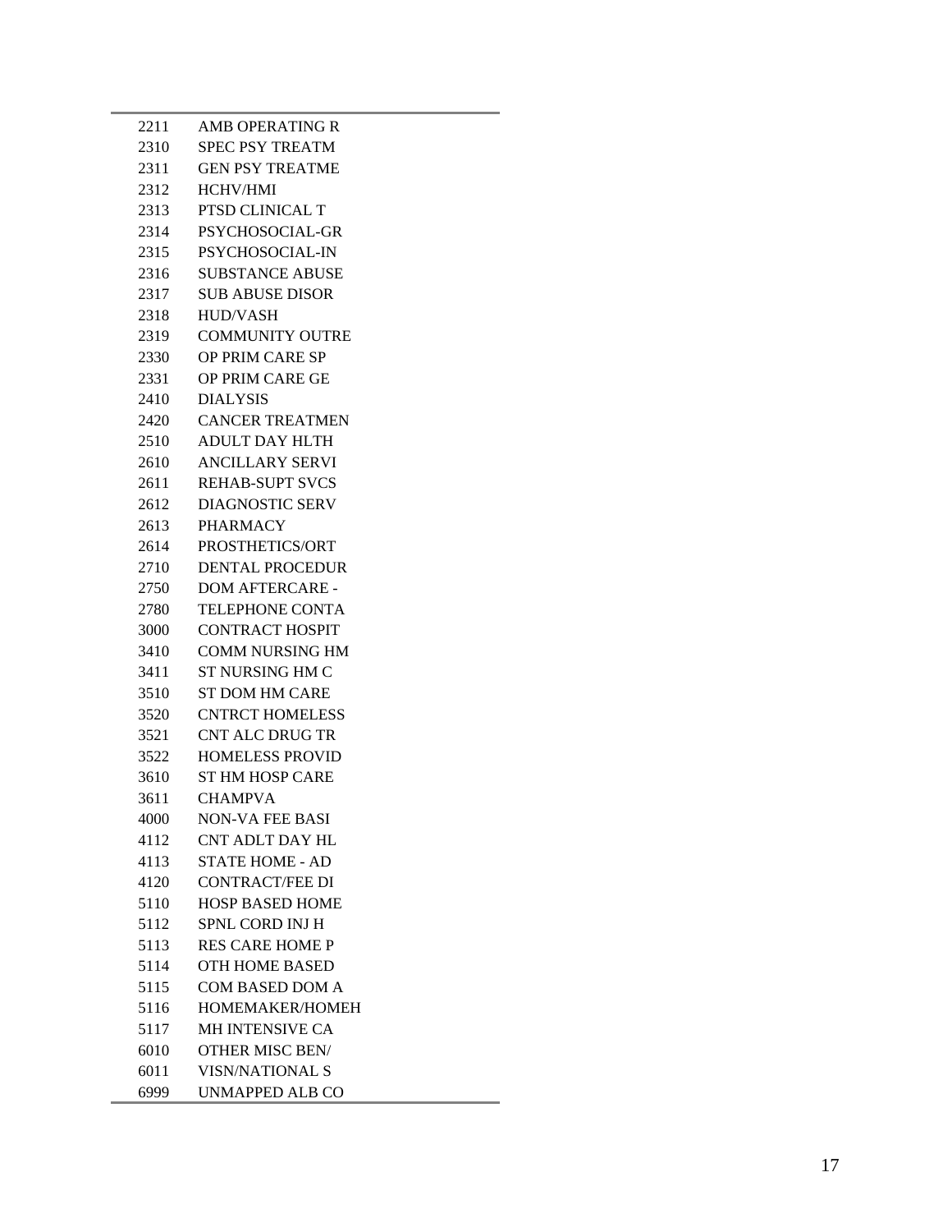| | |
|---|---|
| 2211 | AMB OPERATING R |
| 2310 | SPEC PSY TREATM |
| 2311 | GEN PSY TREATME |
| 2312 | HCHV/HMI |
| 2313 | PTSD CLINICAL T |
| 2314 | PSYCHOSOCIAL-GR |
| 2315 | PSYCHOSOCIAL-IN |
| 2316 | SUBSTANCE ABUSE |
| 2317 | SUB ABUSE DISOR |
| 2318 | HUD/VASH |
| 2319 | COMMUNITY OUTRE |
| 2330 | OP PRIM CARE SP |
| 2331 | OP PRIM CARE GE |
| 2410 | DIALYSIS |
| 2420 | CANCER TREATMEN |
| 2510 | ADULT DAY HLTH |
| 2610 | ANCILLARY SERVI |
| 2611 | REHAB-SUPT SVCS |
| 2612 | DIAGNOSTIC SERV |
| 2613 | PHARMACY |
| 2614 | PROSTHETICS/ORT |
| 2710 | DENTAL PROCEDUR |
| 2750 | DOM AFTERCARE - |
| 2780 | TELEPHONE CONTA |
| 3000 | CONTRACT HOSPIT |
| 3410 | COMM NURSING HM |
| 3411 | ST NURSING HM C |
| 3510 | ST DOM HM CARE |
| 3520 | CNTRCT HOMELESS |
| 3521 | CNT ALC DRUG TR |
| 3522 | HOMELESS PROVID |
| 3610 | ST HM HOSP CARE |
| 3611 | CHAMPVA |
| 4000 | NON-VA FEE BASI |
| 4112 | CNT ADLT DAY HL |
| 4113 | STATE HOME - AD |
| 4120 | CONTRACT/FEE DI |
| 5110 | HOSP BASED HOME |
| 5112 | SPNL CORD INJ H |
| 5113 | RES CARE HOME P |
| 5114 | OTH HOME BASED |
| 5115 | COM BASED DOM A |
| 5116 | HOMEMAKER/HOMEH |
| 5117 | MH INTENSIVE CA |
| 6010 | OTHER MISC BEN/ |
| 6011 | VISN/NATIONAL S |
| 6999 | UNMAPPED ALB CO |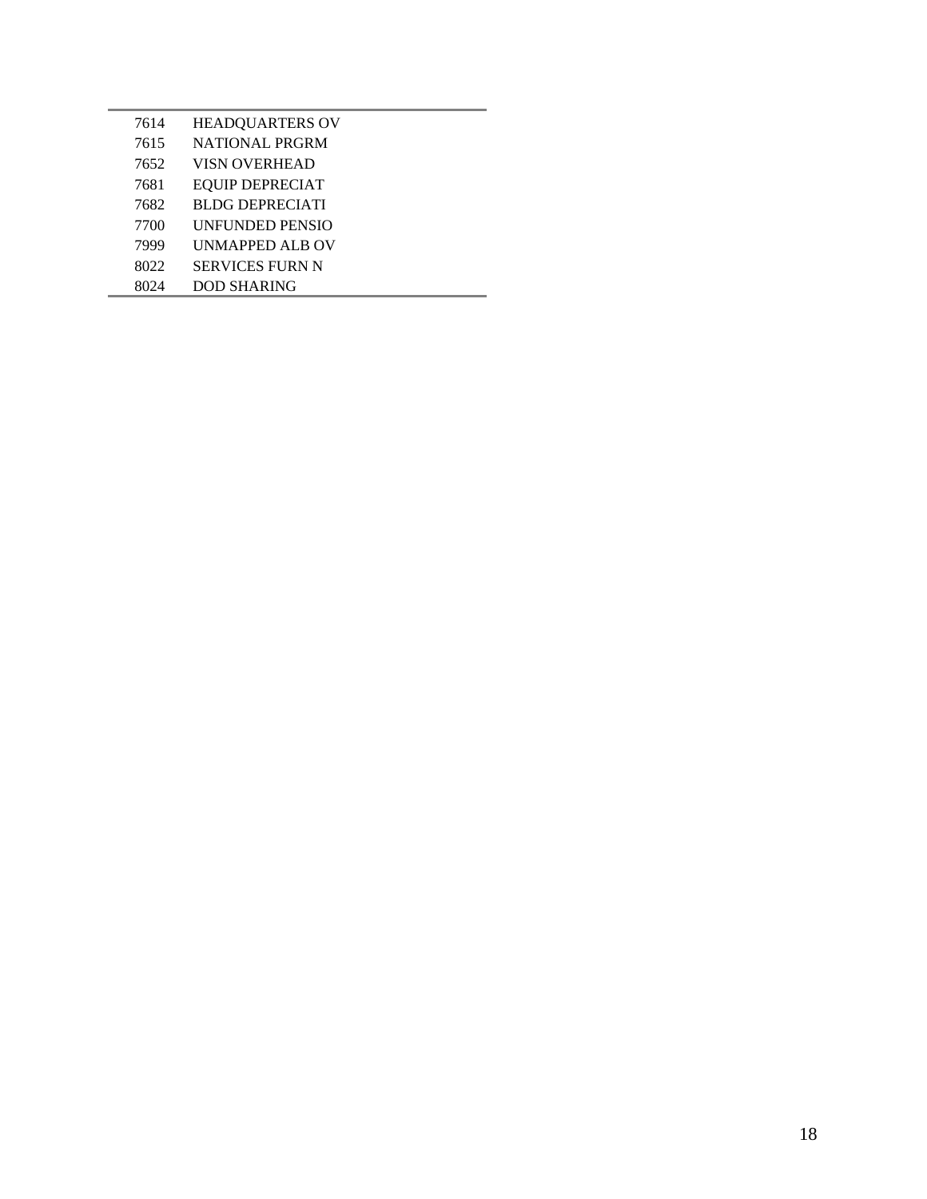| | |
|---|---|
| 7614 | HEADQUARTERS OV |
| 7615 | NATIONAL PRGRM |
| 7652 | VISN OVERHEAD |
| 7681 | EQUIP DEPRECIAT |
| 7682 | BLDG DEPRECIATI |
| 7700 | UNFUNDED PENSIO |
| 7999 | UNMAPPED ALB OV |
| 8022 | SERVICES FURN N |
| 8024 | DOD SHARING |